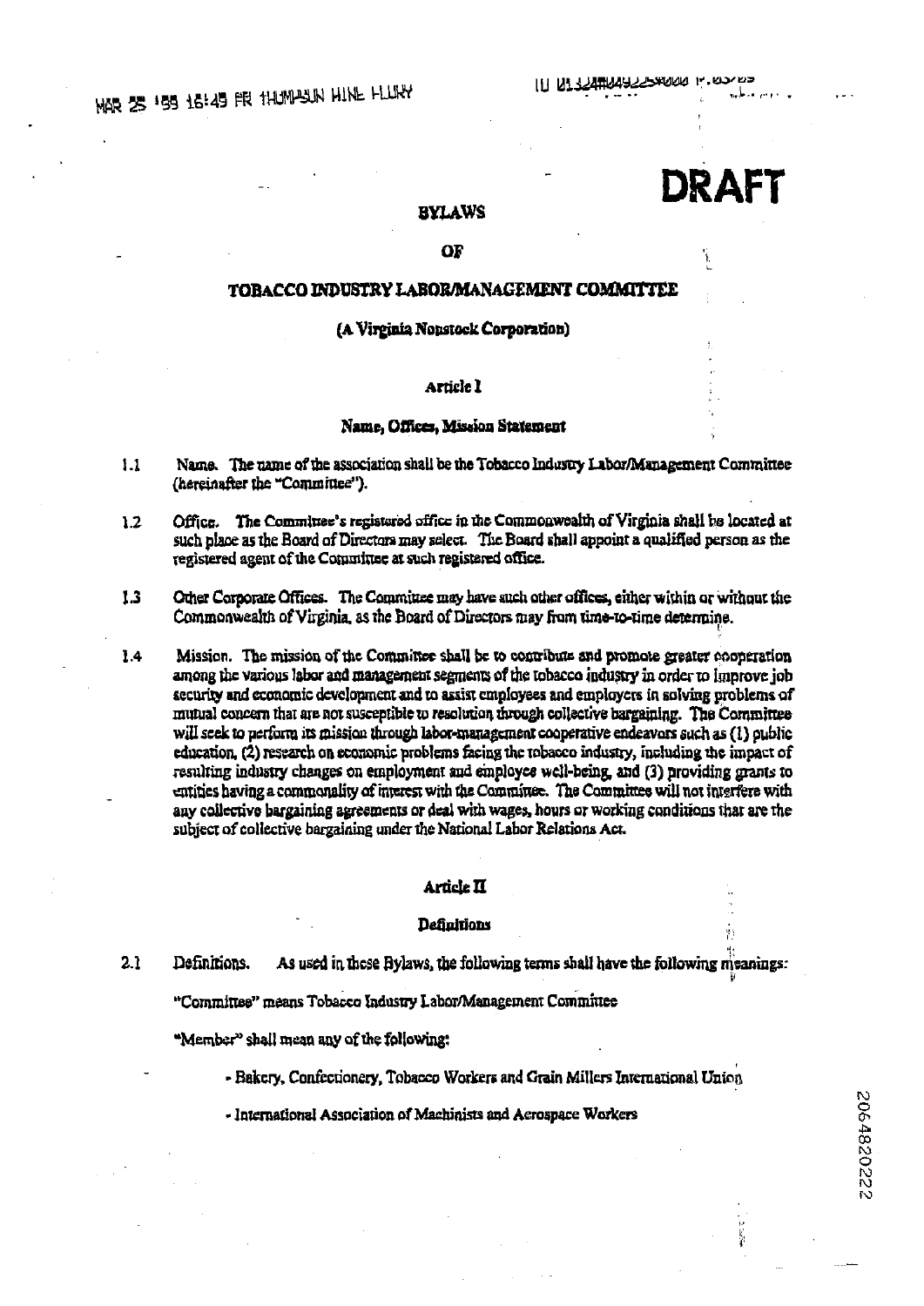DRAFT

# BYLAWS

# OF

# TOBACCO INDUSTRY LABOR/MANAGEMENT COMMITTEE

**(A Virginia Nonstock Corporation)**

## Article I

### Name, Offices, Mission Statement

1.1 Name. The name of the association shall be the Tobacco Industry Labor/Management Committee (hereinafter the "Committee").

1.2 Office. The Committee's registered office in the Commonwealth of Virginia shall be located at such place as the Board of Directors may select. The Board shall appoint a qualified person as the registered agent of the Committee at such registered office.

1.3 Other Corporate Offices. The Committee may have such other offices, either within or without the Commonwealth of Virginia, as the Board of Directors may from time-to-time determine.

1.4 Mission. The mission of the Committee shall be to contribute and promote greater cooperation among the various labor and management segments of the tobacco industry in order to improve job security and economic development and to assist employees and employers in solving problems of mutual concern that are not susceptible to resolution through collective bargaining. The Committee will seek to perform its mission through labor-management cooperative endeavors such as (1) public education, (2) research on economic problems facing the tobacco industry, including the impact of resulting industry changes on employment and employee well-being, and (3) providing grants to entities having a commonality of interest with the Committee. The Committee will not interfere with any collective bargaining agreements or deal with wages, hours or working conditions that are the subject of collective bargaining under the National Labor Relations Act.

## Article II

### Definitions

2.1 Definitions. As used in these Bylaws, the following terms shall have the following meanings:

"Committee" means Tobacco Industry Labor/Management Committee

"Member" shall mean any of the following:

- Bakery, Confectionery, Tobacco Workers and Grain Millers International Union
- International Association of Machinists and Aerospace Workers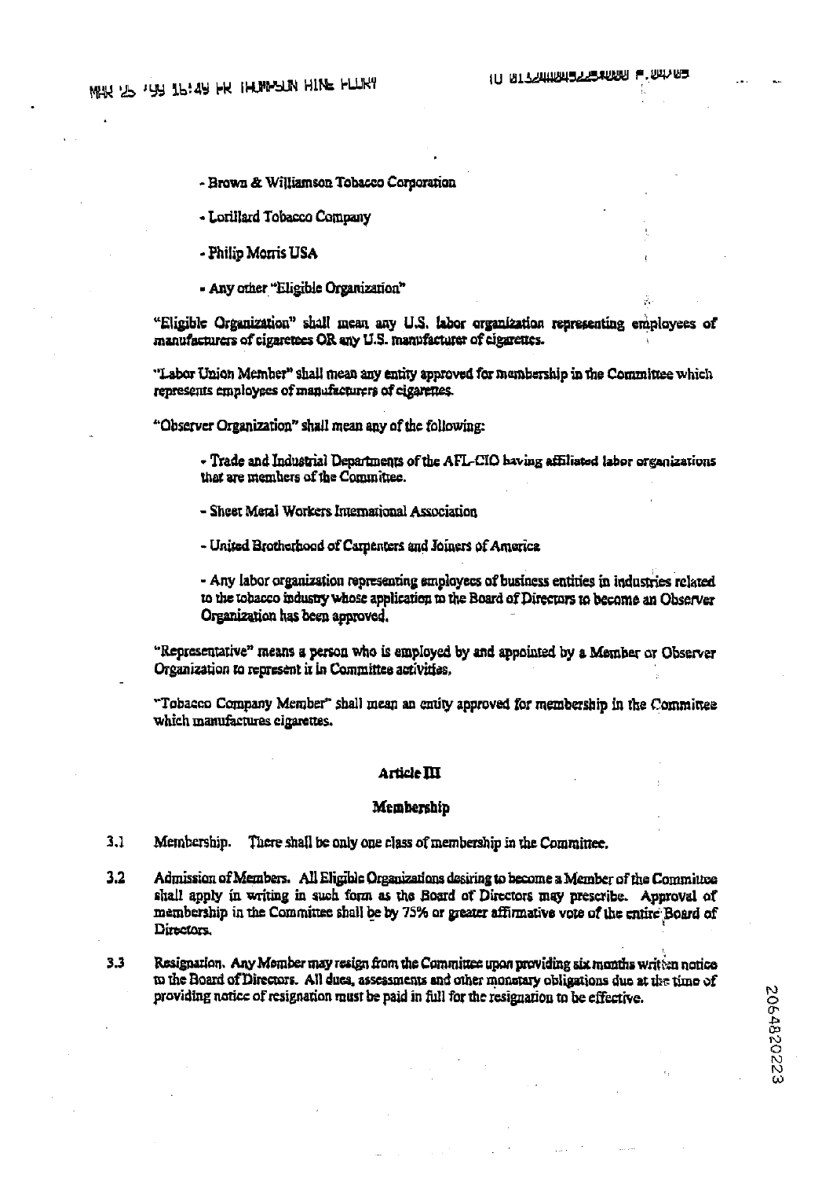- Brown & Williamson Tobacco Corporation

- Lorillard Tobacco Company

- Philip Morris USA

- Any other "Eligible Organization"

"Eligible Organization" shall mean any U.S. labor organization representing employees of manufacturers of cigarettes OR any U.S. manufacturer of cigarettes.

"Labor Union Member" shall mean any entity approved for membership in the Committee which represents employees of manufacturers of cigarettes.

"Observer Organization" shall mean any of the following:

- Trade and Industrial Departments of the AFL-CIO having affiliated labor organizations that are members of the Committee.

- Sheet Metal Workers International Association

- United Brotherhood of Carpenters and Joiners of America

- Any labor organization representing employees of business entities in industries related to the tobacco industry whose application to the Board of Directors to become an Observer Organization has been approved.

"Representative" means a person who is employed by and appointed by a Member or Observer Organization to represent it in Committee activities.

"Tobacco Company Member" shall mean an entity approved for membership in the Committee which manufactures cigarettes.

## Article III

## Membership

3.1 Membership. There shall be only one class of membership in the Committee.

3.2 Admission of Members. All Eligible Organizations desiring to become a Member of the Committee shall apply in writing in such form as the Board of Directors may prescribe. Approval of membership in the Committee shall be by 75% or greater affirmative vote of the entire Board of Directors.

3.3 Resignation. Any Member may resign from the Committee upon providing six months written notice to the Board of Directors. All dues, assessments and other monetary obligations due at the time of providing notice of resignation must be paid in full for the resignation to be effective.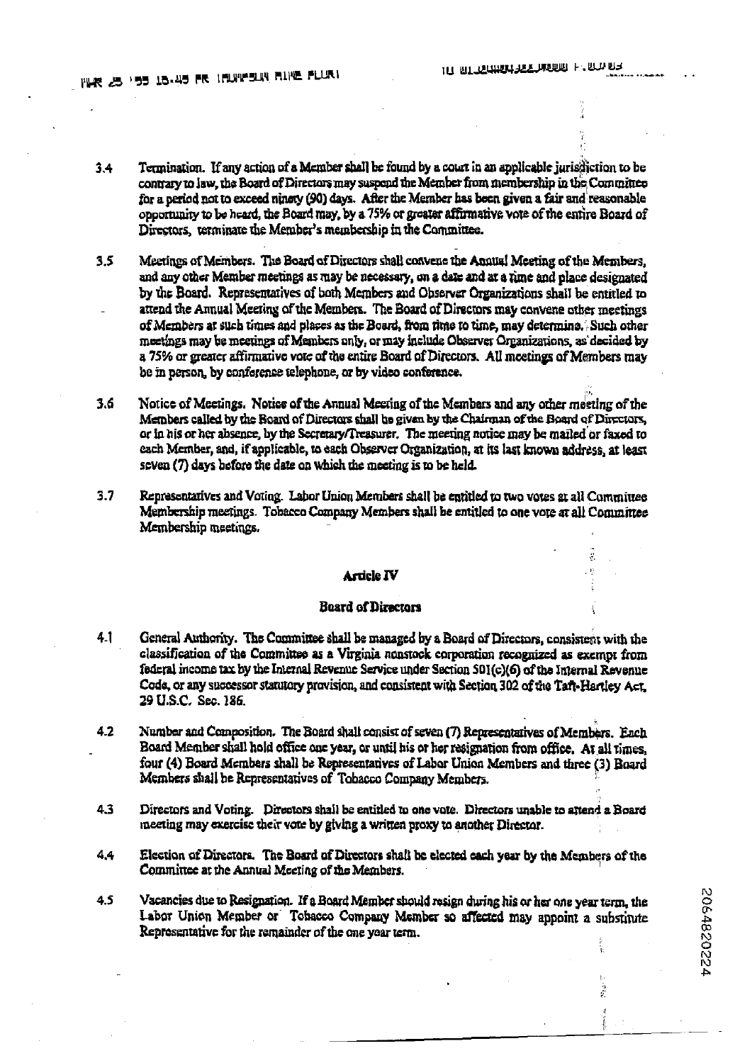3.4 Termination. If any action of a Member shall be found by a court in an applicable jurisdiction to be contrary to law, the Board of Directors may suspend the Member from membership in the Committee for a period not to exceed ninety (90) days. After the Member has been given a fair and reasonable opportunity to be heard, the Board may, by a 75% or greater affirmative vote of the entire Board of Directors, terminate the Member's membership in the Committee.

3.5 Meetings of Members. The Board of Directors shall convene the Annual Meeting of the Members, and any other Member meetings as may be necessary, on a date and at a time and place designated by the Board. Representatives of both Members and Observer Organizations shall be entitled to attend the Annual Meeting of the Members. The Board of Directors may convene other meetings of Members at such times and places as the Board, from time to time, may determine. Such other meetings may be meetings of Members only, or may include Observer Organizations, as decided by a 75% or greater affirmative vote of the entire Board of Directors. All meetings of Members may be in person, by conference telephone, or by video conference.

3.6 Notice of Meetings. Notice of the Annual Meeting of the Members and any other meeting of the Members called by the Board of Directors shall be given by the Chairman of the Board of Directors, or in his or her absence, by the Secretary/Treasurer. The meeting notice may be mailed or faxed to each Member, and, if applicable, to each Observer Organization, at its last known address, at least seven (7) days before the date on which the meeting is to be held.

3.7 Representatives and Voting. Labor Union Members shall be entitled to two votes at all Committee Membership meetings. Tobacco Company Members shall be entitled to one vote at all Committee Membership meetings.

## Article IV

## Board of Directors

4.1 General Authority. The Committee shall be managed by a Board of Directors, consistent with the classification of the Committee as a Virginia nonstock corporation recognized as exempt from federal income tax by the Internal Revenue Service under Section 501(c)(6) of the Internal Revenue Code, or any successor statutory provision, and consistent with Section 302 of the Taft-Hartley Act, 29 U.S.C. Sec. 186.

4.2 Number and Composition. The Board shall consist of seven (7) Representatives of Members. Each Board Member shall hold office one year, or until his or her resignation from office. At all times, four (4) Board Members shall be Representatives of Labor Union Members and three (3) Board Members shall be Representatives of Tobacco Company Members.

4.3 Directors and Voting. Directors shall be entitled to one vote. Directors unable to attend a Board meeting may exercise their vote by giving a written proxy to another Director.

4.4 Election of Directors. The Board of Directors shall be elected each year by the Members of the Committee at the Annual Meeting of the Members.

4.5 Vacancies due to Resignation. If a Board Member should resign during his or her one year term, the Labor Union Member or Tobacco Company Member so affected may appoint a substitute Representative for the remainder of the one year term.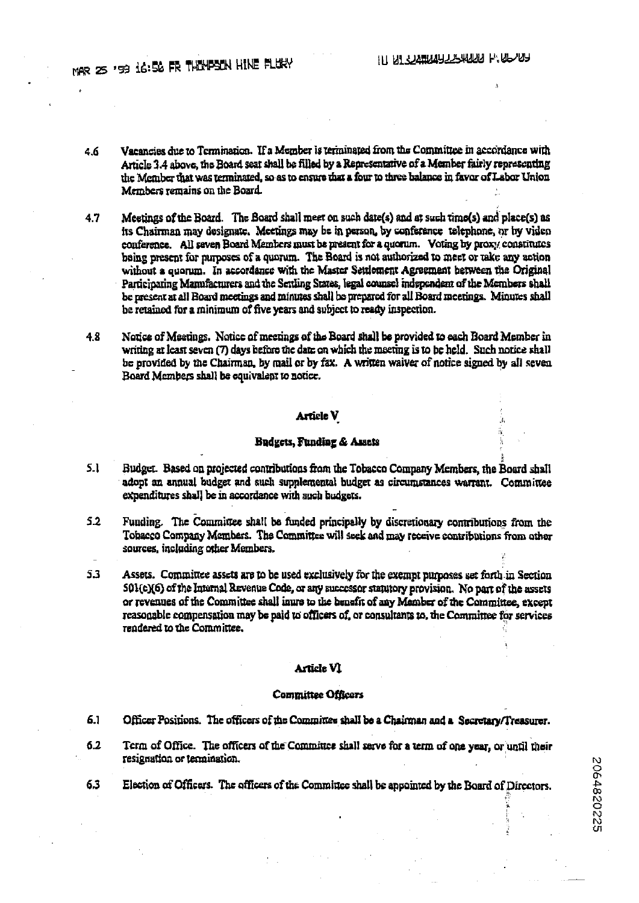4.6 Vacancies due to Termination. If a Member is terminated from the Committee in accordance with Article 3.4 above, the Board seat shall be filled by a Representative of a Member fairly representing the Member that was terminated, so as to ensure that a four to three balance in favor of Labor Union Members remains on the Board.

4.7 Meetings of the Board. The Board shall meet on such date(s) and at such time(s) and place(s) as its Chairman may designate. Meetings may be in person, by conference telephone, or by video conference. All seven Board Members must be present for a quorum. Voting by proxy constitutes being present for purposes of a quorum. The Board is not authorized to meet or take any action without a quorum. In accordance with the Master Settlement Agreement between the Original Participating Manufacturers and the Settling States, legal counsel independent of the Members shall be present at all Board meetings and minutes shall be prepared for all Board meetings. Minutes shall be retained for a minimum of five years and subject to ready inspection.

4.8 Notice of Meetings. Notice of meetings of the Board shall be provided to each Board Member in writing at least seven (7) days before the date on which the meeting is to be held. Such notice shall be provided by the Chairman, by mail or by fax. A written waiver of notice signed by all seven Board Members shall be equivalent to notice.

## Article V

### Budgets, Funding & Assets

5.1 Budget. Based on projected contributions from the Tobacco Company Members, the Board shall adopt an annual budget and such supplemental budget as circumstances warrant. Committee expenditures shall be in accordance with such budgets.

5.2 Funding. The Committee shall be funded principally by discretionary contributions from the Tobacco Company Members. The Committee will seek and may receive contributions from other sources, including other Members.

5.3 Assets. Committee assets are to be used exclusively for the exempt purposes set forth in Section 501(c)(6) of the Internal Revenue Code, or any successor statutory provision. No part of the assets or revenues of the Committee shall inure to the benefit of any Member of the Committee, except reasonable compensation may be paid to officers of, or consultants to, the Committee for services rendered to the Committee.

## Article VI

### Committee Officers

6.1 Officer Positions. The officers of the Committee shall be a Chairman and a Secretary/Treasurer.

6.2 Term of Office. The officers of the Committee shall serve for a term of one year, or until their resignation or termination.

6.3 Election of Officers. The officers of the Committee shall be appointed by the Board of Directors.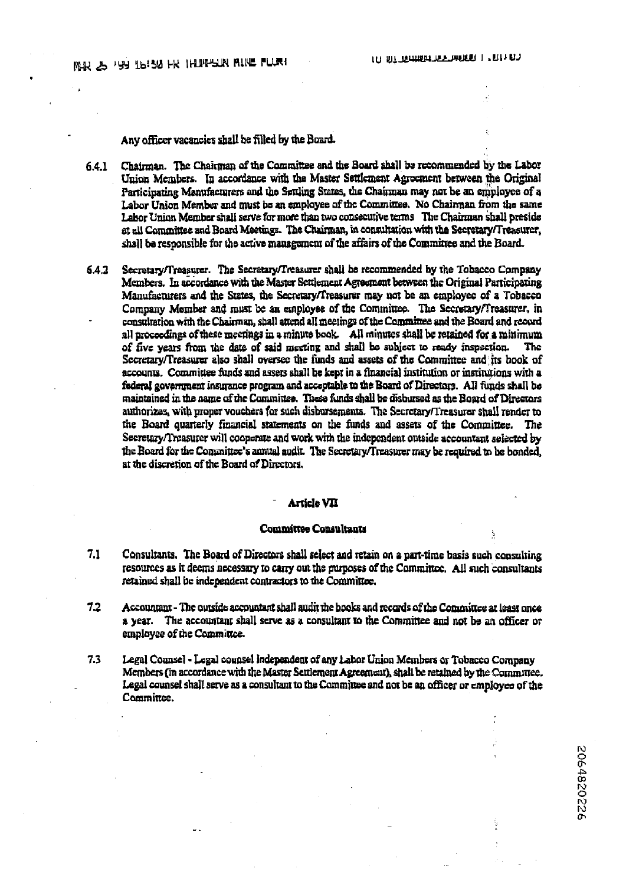Any officer vacancies shall be filled by the Board.

6.4.1 Chairman. The Chairman of the Committee and the Board shall be recommended by the Labor Union Members. In accordance with the Master Settlement Agreement between the Original Participating Manufacturers and the Settling States, the Chairman may not be an employee of a Labor Union Member and must be an employee of the Committee. No Chairman from the same Labor Union Member shall serve for more than two consecutive terms The Chairman shall preside at all Committee and Board Meetings. The Chairman, in consultation with the Secretary/Treasurer, shall be responsible for the active management of the affairs of the Committee and the Board.

6.4.2 Secretary/Treasurer. The Secretary/Treasurer shall be recommended by the Tobacco Company Members. In accordance with the Master Settlement Agreement between the Original Participating Manufacturers and the States, the Secretary/Treasurer may not be an employee of a Tobacco Company Member and must be an employee of the Committee. The Secretary/Treasurer, in consultation with the Chairman, shall attend all meetings of the Committee and the Board and record all proceedings of these meetings in a minute book. All minutes shall be retained for a minimum of five years from the date of said meeting and shall be subject to ready inspection. The Secretary/Treasurer also shall oversee the funds and assets of the Committee and its book of accounts. Committee funds and assets shall be kept in a financial institution or institutions with a federal government insurance program and acceptable to the Board of Directors. All funds shall be maintained in the name of the Committee. These funds shall be disbursed as the Board of Directors authorizes, with proper vouchers for such disbursements. The Secretary/Treasurer shall render to the Board quarterly financial statements on the funds and assets of the Committee. The Secretary/Treasurer will cooperate and work with the independent outside accountant selected by the Board for the Committee's annual audit. The Secretary/Treasurer may be required to be bonded, at the discretion of the Board of Directors.

## Article VII

### Committee Consultants

7.1 Consultants. The Board of Directors shall select and retain on a part-time basis such consulting resources as it deems necessary to carry out the purposes of the Committee. All such consultants retained shall be independent contractors to the Committee.

7.2 Accountant - The outside accountant shall audit the books and records of the Committee at least once a year. The accountant shall serve as a consultant to the Committee and not be an officer or employee of the Committee.

7.3 Legal Counsel - Legal counsel independent of any Labor Union Members or Tobacco Company Members (in accordance with the Master Settlement Agreement), shall be retained by the Committee. Legal counsel shall serve as a consultant to the Committee and not be an officer or employee of the Committee.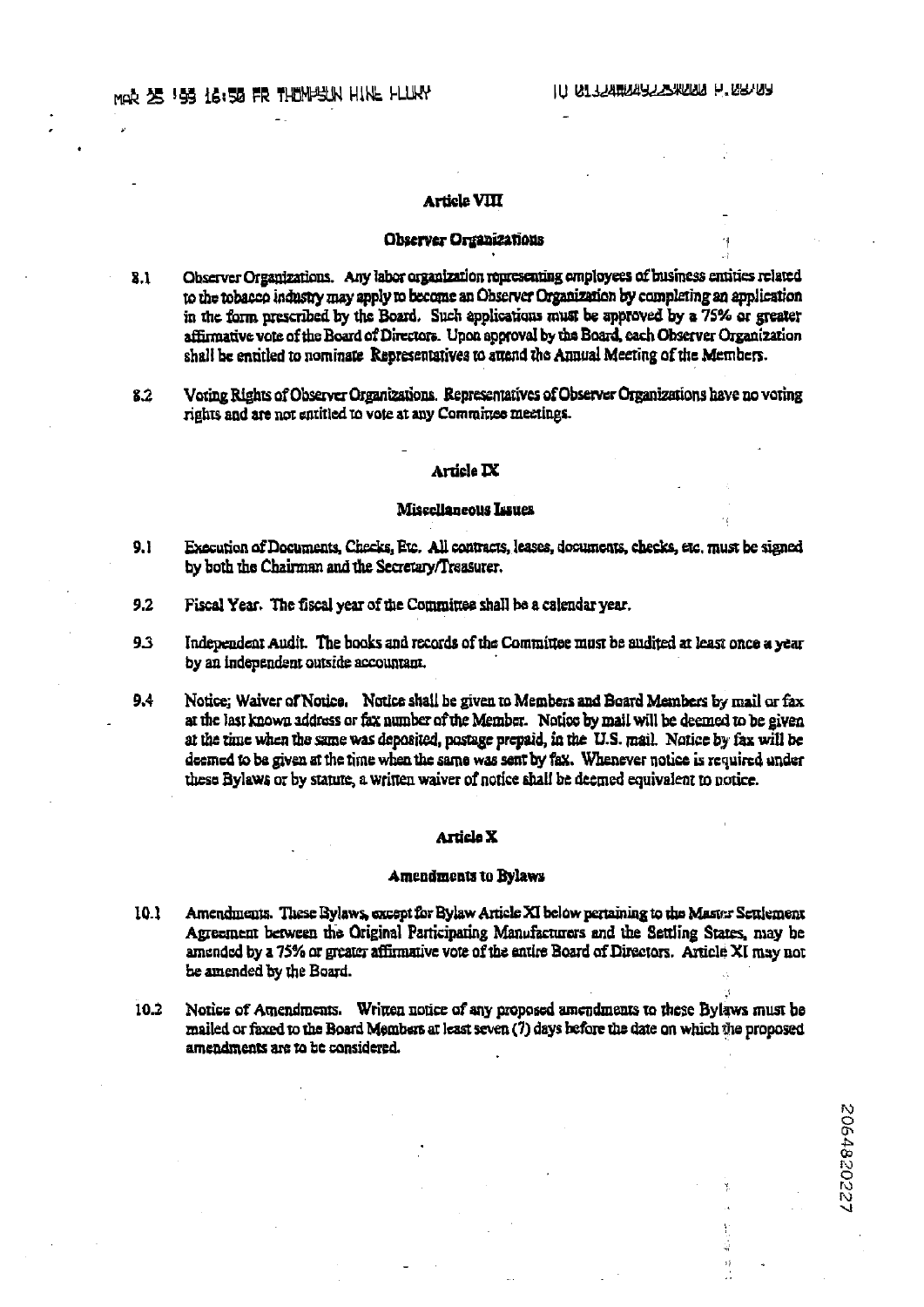## Article VIII

### Observer Organizations

8.1 Observer Organizations. Any labor organization representing employees of business entities related to the tobacco industry may apply to become an Observer Organization by completing an application in the form prescribed by the Board. Such applications must be approved by a 75% or greater affirmative vote of the Board of Directors. Upon approval by the Board, each Observer Organization shall be entitled to nominate Representatives to attend the Annual Meeting of the Members.

8.2 Voting Rights of Observer Organizations. Representatives of Observer Organizations have no voting rights and are not entitled to vote at any Committee meetings.

## Article IX

### Miscellaneous Issues

9.1 Execution of Documents, Checks, Etc. All contracts, leases, documents, checks, etc. must be signed by both the Chairman and the Secretary/Treasurer.

9.2 Fiscal Year. The fiscal year of the Committee shall be a calendar year.

9.3 Independent Audit. The books and records of the Committee must be audited at least once a year by an independent outside accountant.

9.4 Notice; Waiver of Notice. Notice shall be given to Members and Board Members by mail or fax at the last known address or fax number of the Member. Notice by mail will be deemed to be given at the time when the same was deposited, postage prepaid, in the U.S. mail. Notice by fax will be deemed to be given at the time when the same was sent by fax. Whenever notice is required under these Bylaws or by statute, a written waiver of notice shall be deemed equivalent to notice.

## Article X

### Amendments to Bylaws

10.1 Amendments. These Bylaws, except for Bylaw Article XI below pertaining to the Master Settlement Agreement between the Original Participating Manufacturers and the Settling States, may be amended by a 75% or greater affirmative vote of the entire Board of Directors. Article XI may not be amended by the Board.

10.2 Notice of Amendments. Written notice of any proposed amendments to these Bylaws must be mailed or faxed to the Board Members at least seven (7) days before the date on which the proposed amendments are to be considered.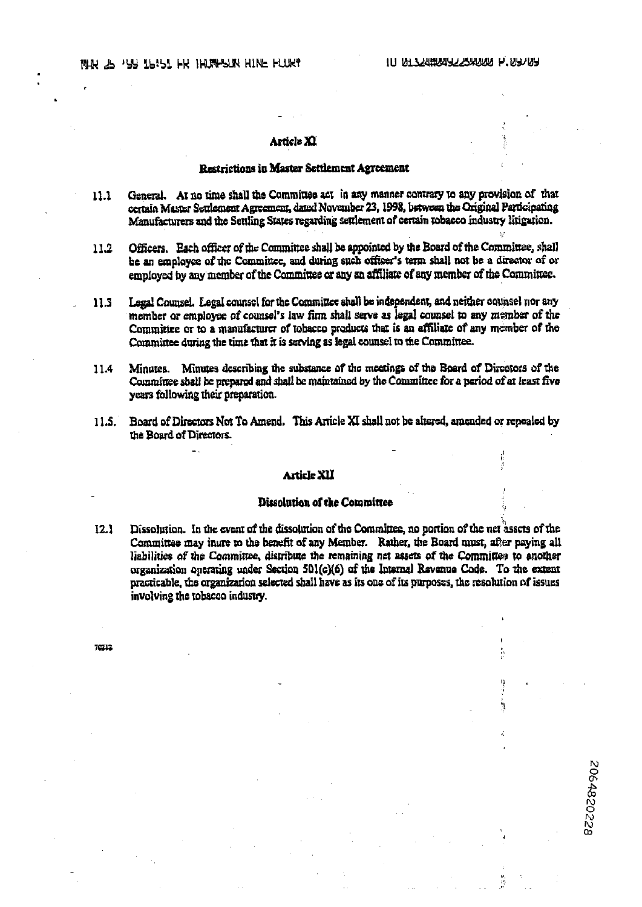## Article XI

### Restrictions in Master Settlement Agreement

11.1 General. At no time shall the Committee act in any manner contrary to any provision of that certain Master Settlement Agreement, dated November 23, 1998, between the Original Participating Manufacturers and the Settling States regarding settlement of certain tobacco industry litigation.

11.2 Officers. Each officer of the Committee shall be appointed by the Board of the Committee, shall be an employee of the Committee, and during such officer's term shall not be a director of or employed by any member of the Committee or any an affiliate of any member of the Committee.

11.3 Legal Counsel. Legal counsel for the Committee shall be independent, and neither counsel nor any member or employee of counsel's law firm shall serve as legal counsel to any member of the Committee or to a manufacturer of tobacco products that is an affiliate of any member of the Committee during the time that it is serving as legal counsel to the Committee.

11.4 Minutes. Minutes describing the substance of the meetings of the Board of Directors of the Committee shall be prepared and shall be maintained by the Committee for a period of at least five years following their preparation.

11.5. Board of Directors Not To Amend. This Article XI shall not be altered, amended or repealed by the Board of Directors.

## Article XII

### Dissolution of the Committee

12.1 Dissolution. In the event of the dissolution of the Committee, no portion of the net assets of the Committee may inure to the benefit of any Member. Rather, the Board must, after paying all liabilities of the Committee, distribute the remaining net assets of the Committee to another organization operating under Section 501(c)(6) of the Internal Revenue Code. To the extent practicable, the organization selected shall have as its one of its purposes, the resolution of issues involving the tobacco industry.

70213

2064820228